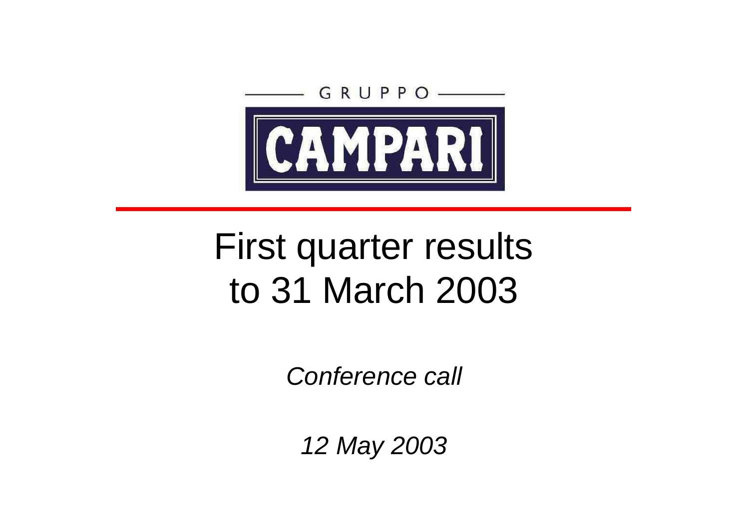GRUPPO

CAMPARI

# First quarter results to 31 March 2003

*Conference call*

*12 May 2003*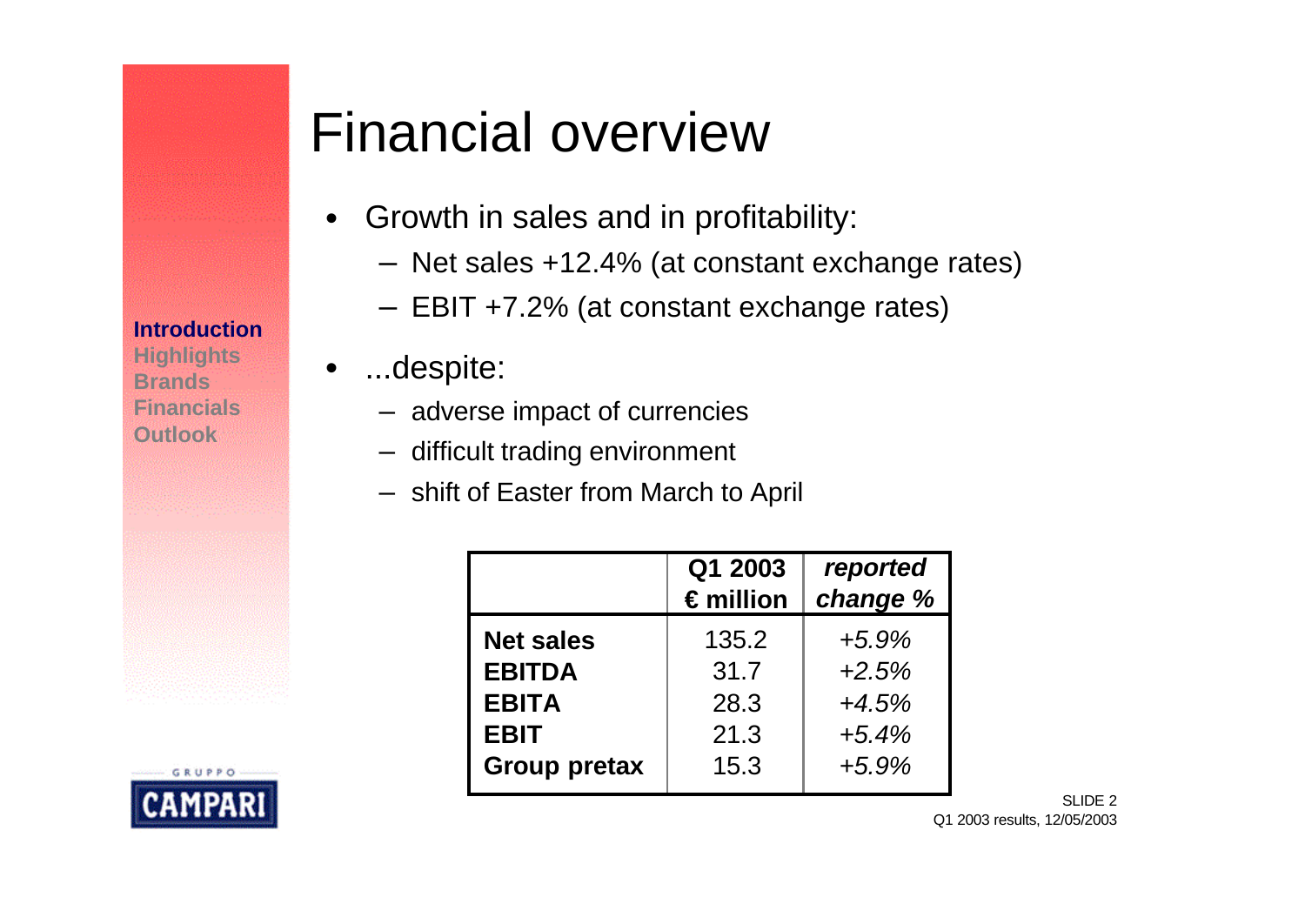# Financial overview

- Growth in sales and in profitability:
  - Net sales +12.4% (at constant exchange rates)
  - EBIT +7.2% (at constant exchange rates)
- ...despite:
  - adverse impact of currencies
  - difficult trading environment
  - shift of Easter from March to April

| | Q1 2003 € million | *reported change %* |
|---|---|---|
| **Net sales** | 135.2 | *+5.9%* |
| **EBITDA** | 31.7 | *+2.5%* |
| **EBITA** | 28.3 | *+4.5%* |
| **EBIT** | 21.3 | *+5.4%* |
| **Group pretax** | 15.3 | *+5.9%* |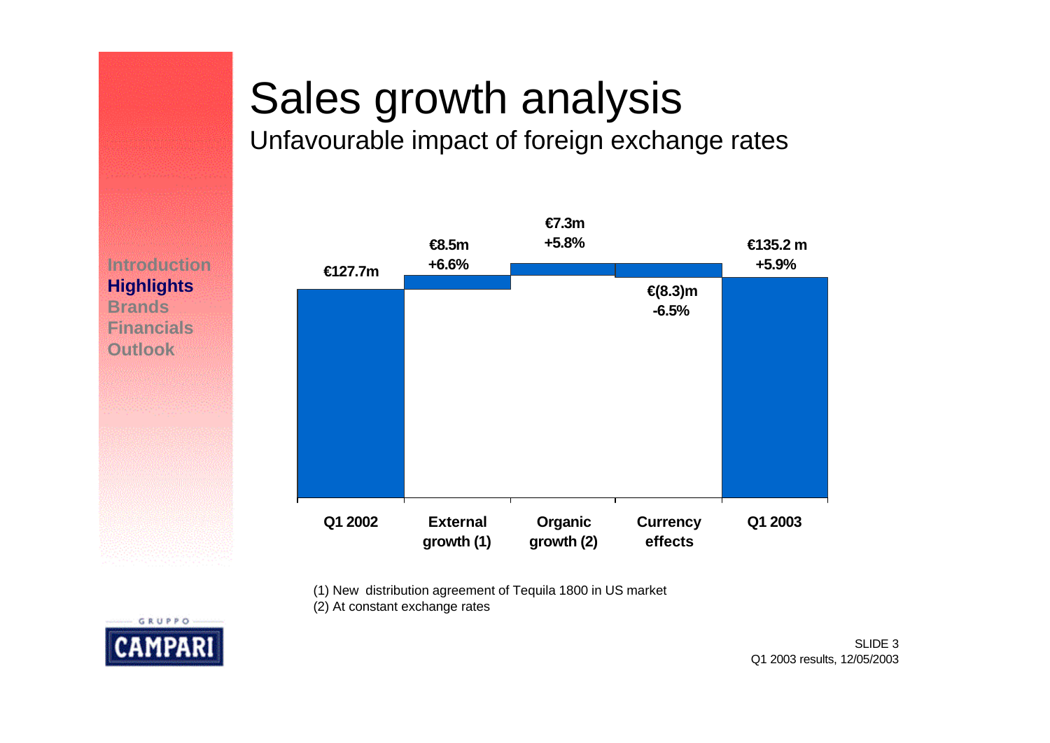# Sales growth analysis

## Unfavourable impact of foreign exchange rates

Introduction
**Highlights**
Brands
Financials
Outlook

| | Q1 2002 | External growth (1) | Organic growth (2) | Currency effects | Q1 2003 |
|---|---|---|---|---|---|
| Value | €127.7m | €8.5m | €7.3m | €(8.3)m | €135.2 m |
| % | | +6.6% | +5.8% | -6.5% | +5.9% |

(1) New distribution agreement of Tequila 1800 in US market
(2) At constant exchange rates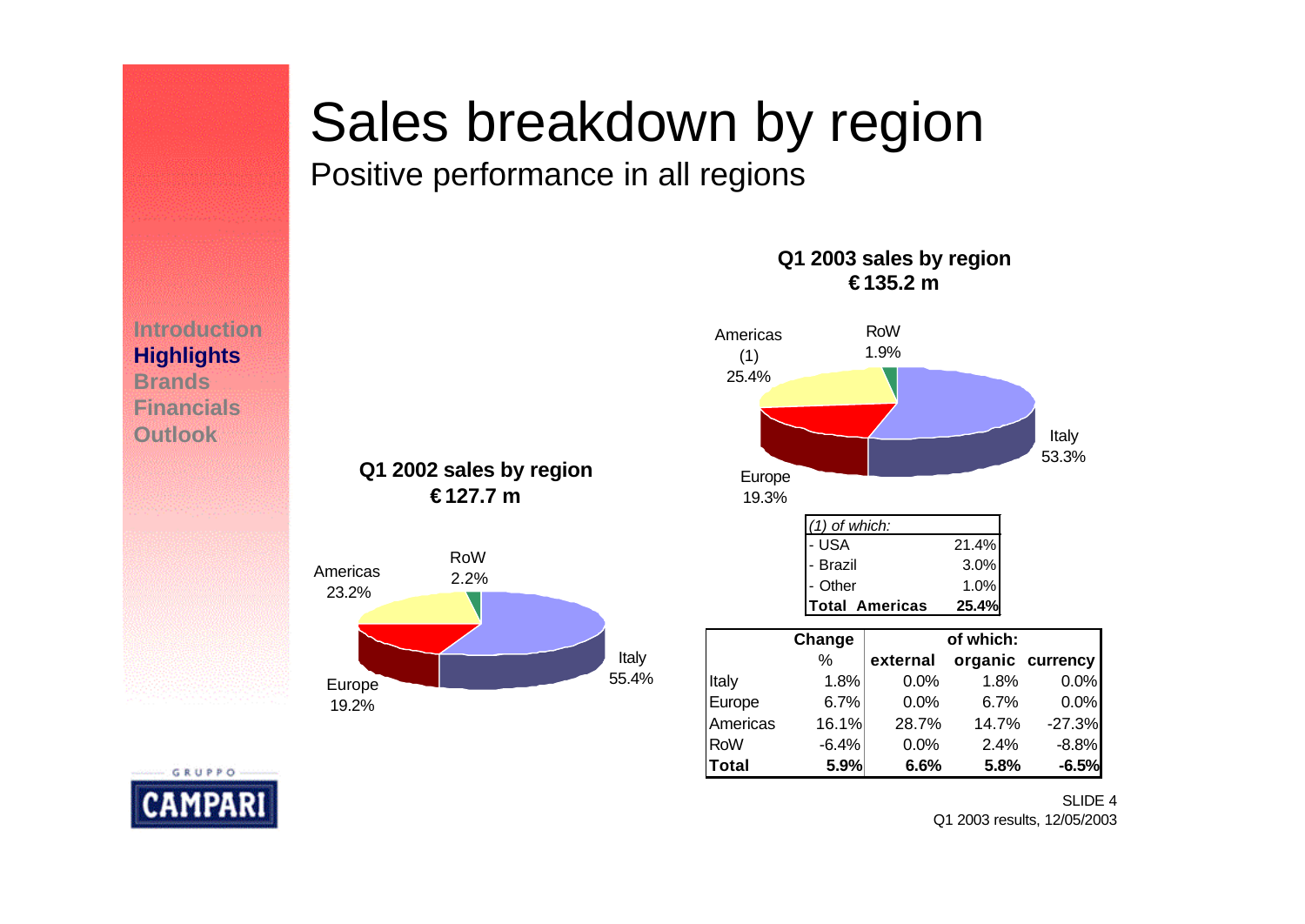# Sales breakdown by region

## Positive performance in all regions

Introduction
**Highlights**
Brands
Financials
Outlook

**Q1 2003 sales by region**
**€ 135.2 m**

Americas (1) 25.4%
RoW 1.9%
Italy 53.3%
Europe 19.3%

**Q1 2002 sales by region**
**€ 127.7 m**

Americas 23.2%
RoW 2.2%
Italy 55.4%
Europe 19.2%

| *(1) of which:* | |
|---|---|
| - USA | 21.4% |
| - Brazil | 3.0% |
| - Other | 1.0% |
| **Total Americas** | **25.4%** |

| | Change | of which: | | |
|---|---|---|---|---|
| | % | external | organic | currency |
| Italy | 1.8% | 0.0% | 1.8% | 0.0% |
| Europe | 6.7% | 0.0% | 6.7% | 0.0% |
| Americas | 16.1% | 28.7% | 14.7% | -27.3% |
| RoW | -6.4% | 0.0% | 2.4% | -8.8% |
| **Total** | **5.9%** | **6.6%** | **5.8%** | **-6.5%** |

Q1 2003 results, 12/05/2003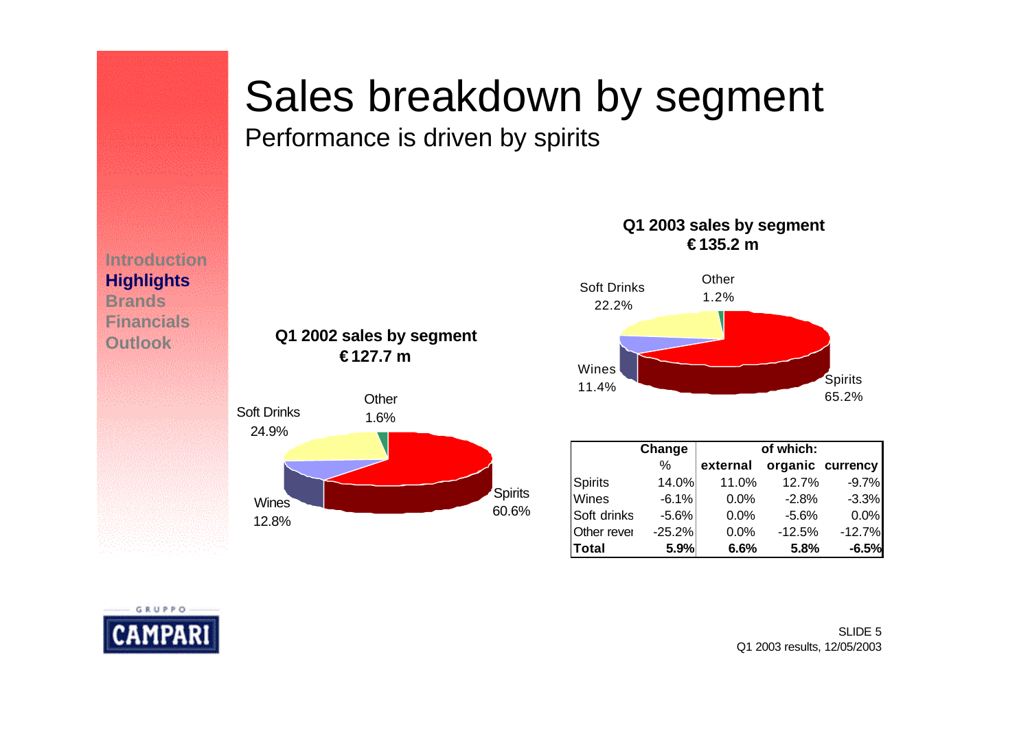# Sales breakdown by segment

## Performance is driven by spirits

**Q1 2002 sales by segment**
**€127.7 m**

- Spirits 60.6%
- Soft Drinks 24.9%
- Wines 12.8%
- Other 1.6%

**Q1 2003 sales by segment**
**€135.2 m**

- Spirits 65.2%
- Soft Drinks 22.2%
- Wines 11.4%
- Other 1.2%

| | Change | of which: | | |
|---|---|---|---|---|
| | % | external | organic | currency |
| Spirits | 14.0% | 11.0% | 12.7% | -9.7% |
| Wines | -6.1% | 0.0% | -2.8% | -3.3% |
| Soft drinks | -5.6% | 0.0% | -5.6% | 0.0% |
| Other rever | -25.2% | 0.0% | -12.5% | -12.7% |
| **Total** | **5.9%** | **6.6%** | **5.8%** | **-6.5%** |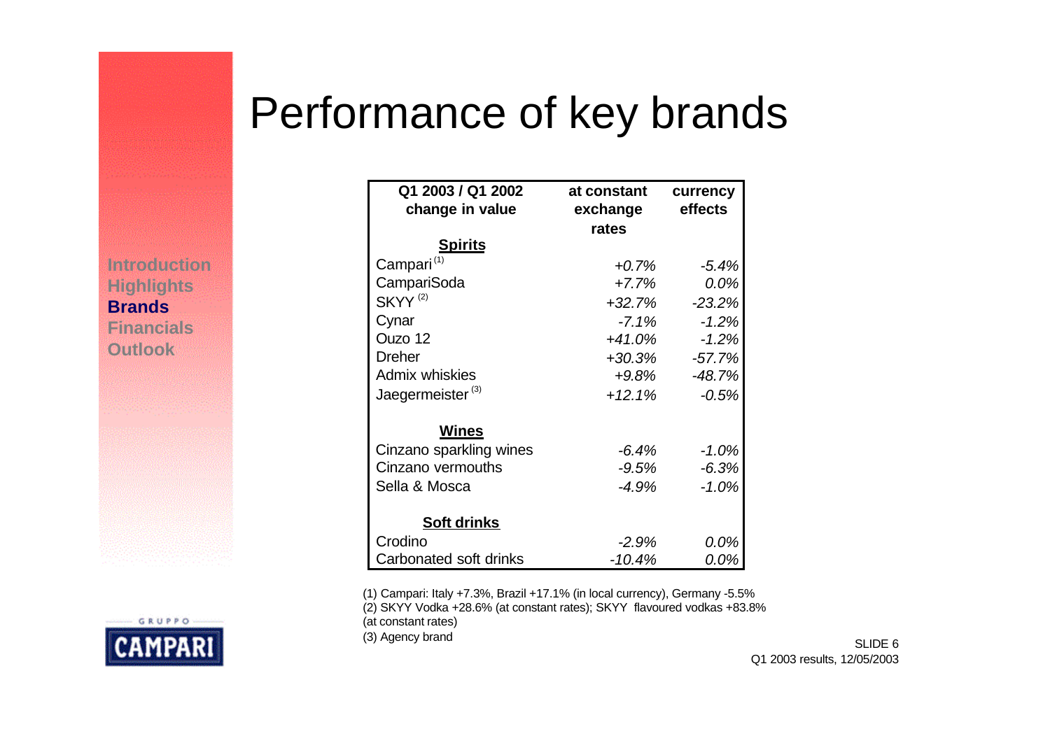# Performance of key brands

Introduction
Highlights
**Brands**
Financials
Outlook

| Q1 2003 / Q1 2002 change in value | at constant exchange rates | currency effects |
|---|---|---|
| **Spirits** | | |
| Campari [1] | *+0.7%* | *-5.4%* |
| CampariSoda | *+7.7%* | *0.0%* |
| SKYY [2] | *+32.7%* | *-23.2%* |
| Cynar | *-7.1%* | *-1.2%* |
| Ouzo 12 | *+41.0%* | *-1.2%* |
| Dreher | *+30.3%* | *-57.7%* |
| Admix whiskies | *+9.8%* | *-48.7%* |
| Jaegermeister [3] | *+12.1%* | *-0.5%* |
| **Wines** | | |
| Cinzano sparkling wines | *-6.4%* | *-1.0%* |
| Cinzano vermouths | *-9.5%* | *-6.3%* |
| Sella & Mosca | *-4.9%* | *-1.0%* |
| **Soft drinks** | | |
| Crodino | *-2.9%* | *0.0%* |
| Carbonated soft drinks | *-10.4%* | *0.0%* |

(1) Campari: Italy +7.3%, Brazil +17.1% (in local currency), Germany -5.5%
(2) SKYY Vodka +28.6% (at constant rates); SKYY flavoured vodkas +83.8% (at constant rates)
(3) Agency brand

SLIDE 6
Q1 2003 results, 12/05/2003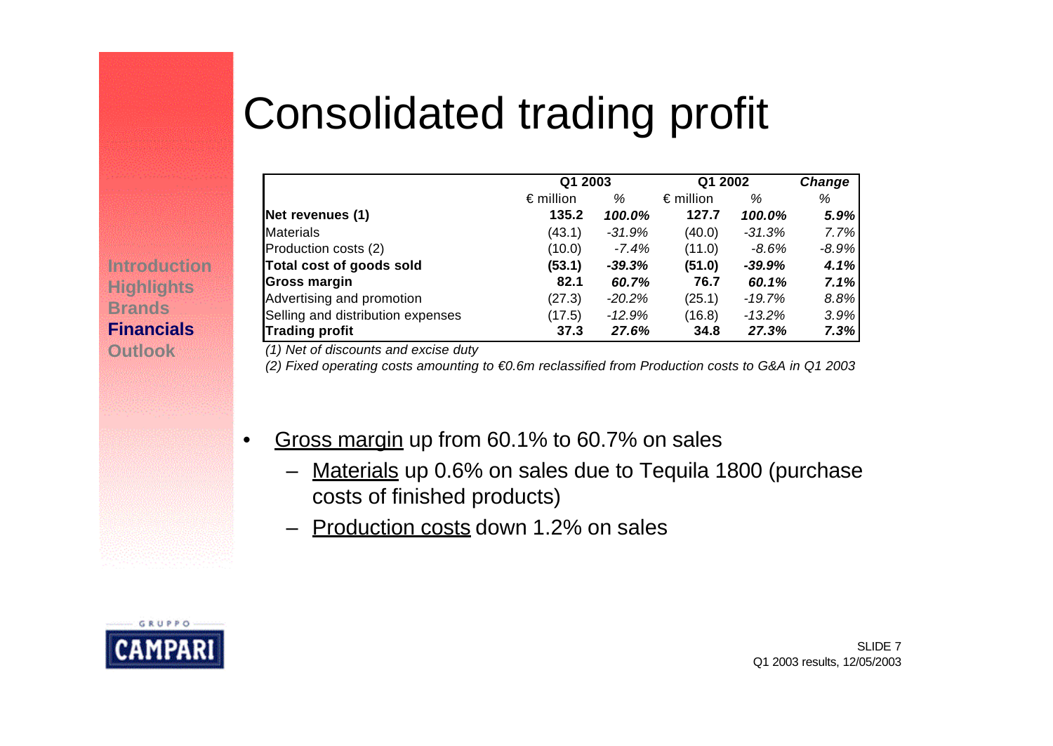# Consolidated trading profit

| | Q1 2003 | | Q1 2002 | | Change |
|---|---|---|---|---|---|
| | € million | % | € million | % | % |
| **Net revenues (1)** | **135.2** | ***100.0%*** | **127.7** | ***100.0%*** | ***5.9%*** |
| Materials | (43.1) | *-31.9%* | (40.0) | *-31.3%* | *7.7%* |
| Production costs (2) | (10.0) | *-7.4%* | (11.0) | *-8.6%* | *-8.9%* |
| **Total cost of goods sold** | **(53.1)** | ***-39.3%*** | **(51.0)** | ***-39.9%*** | ***4.1%*** |
| **Gross margin** | **82.1** | ***60.7%*** | **76.7** | ***60.1%*** | ***7.1%*** |
| Advertising and promotion | (27.3) | *-20.2%* | (25.1) | *-19.7%* | *8.8%* |
| Selling and distribution expenses | (17.5) | *-12.9%* | (16.8) | *-13.2%* | *3.9%* |
| **Trading profit** | **37.3** | ***27.6%*** | **34.8** | ***27.3%*** | ***7.3%*** |

*(1) Net of discounts and excise duty*

*(2) Fixed operating costs amounting to €0.6m reclassified from Production costs to G&A in Q1 2003*

- Gross margin up from 60.1% to 60.7% on sales
  - Materials up 0.6% on sales due to Tequila 1800 (purchase costs of finished products)
  - Production costs down 1.2% on sales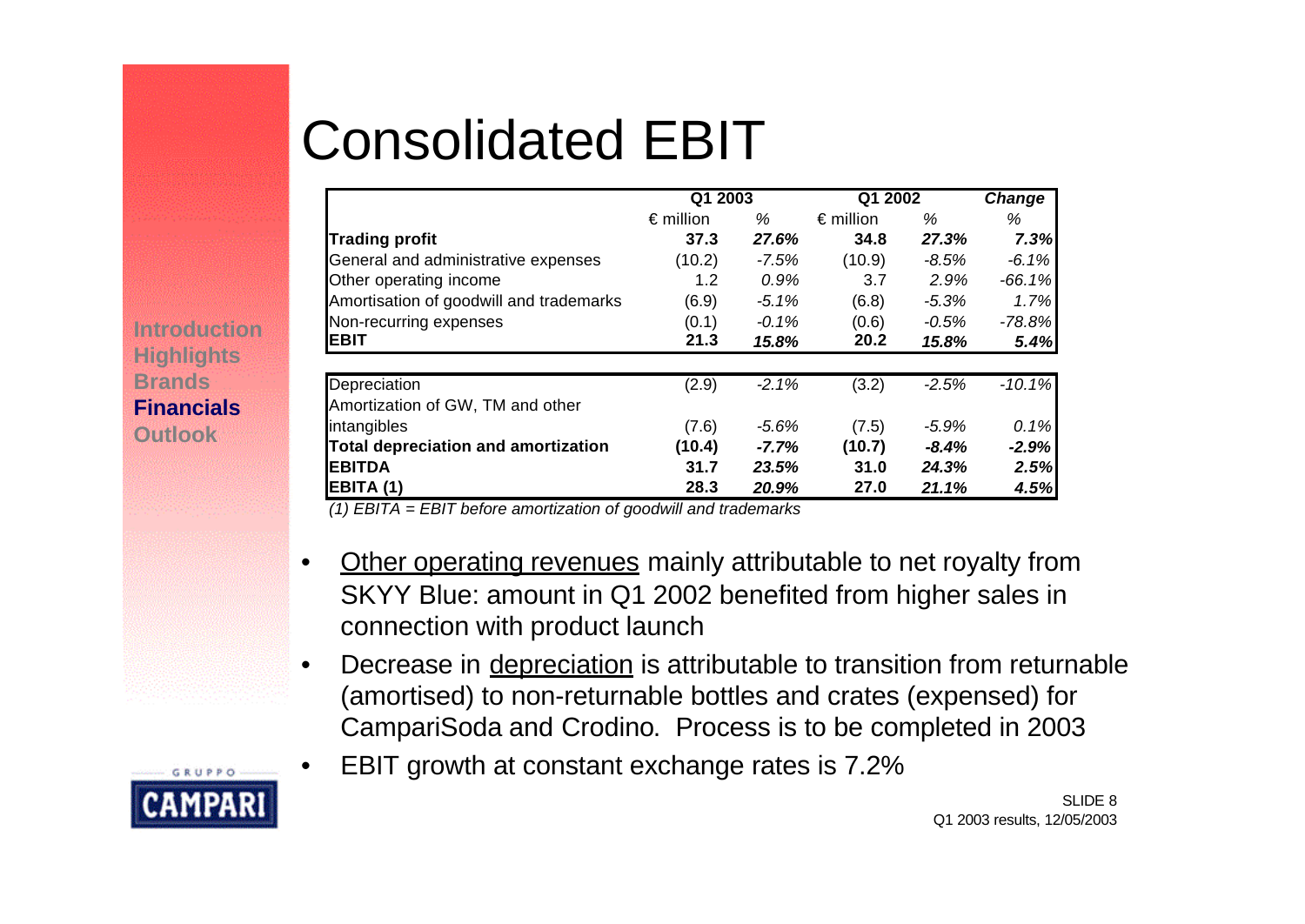# Consolidated EBIT

| | Q1 2003 | | Q1 2002 | | Change |
|---|---|---|---|---|---|
| | € million | % | € million | % | % |
| **Trading profit** | **37.3** | ***27.6%*** | **34.8** | ***27.3%*** | ***7.3%*** |
| General and administrative expenses | (10.2) | *-7.5%* | (10.9) | *-8.5%* | *-6.1%* |
| Other operating income | 1.2 | *0.9%* | 3.7 | *2.9%* | *-66.1%* |
| Amortisation of goodwill and trademarks | (6.9) | *-5.1%* | (6.8) | *-5.3%* | *1.7%* |
| Non-recurring expenses | (0.1) | *-0.1%* | (0.6) | *-0.5%* | *-78.8%* |
| **EBIT** | **21.3** | ***15.8%*** | **20.2** | ***15.8%*** | ***5.4%*** |
| | | | | | |
| Depreciation | (2.9) | *-2.1%* | (3.2) | *-2.5%* | *-10.1%* |
| Amortization of GW, TM and other intangibles | (7.6) | *-5.6%* | (7.5) | *-5.9%* | *0.1%* |
| **Total depreciation and amortization** | **(10.4)** | ***-7.7%*** | **(10.7)** | ***-8.4%*** | ***-2.9%*** |
| **EBITDA** | **31.7** | ***23.5%*** | **31.0** | ***24.3%*** | ***2.5%*** |
| **EBITA (1)** | **28.3** | ***20.9%*** | **27.0** | ***21.1%*** | ***4.5%*** |

*(1) EBITA = EBIT before amortization of goodwill and trademarks*

- Other operating revenues mainly attributable to net royalty from SKYY Blue: amount in Q1 2002 benefited from higher sales in connection with product launch
- Decrease in depreciation is attributable to transition from returnable (amortised) to non-returnable bottles and crates (expensed) for CampariSoda and Crodino. Process is to be completed in 2003
- EBIT growth at constant exchange rates is 7.2%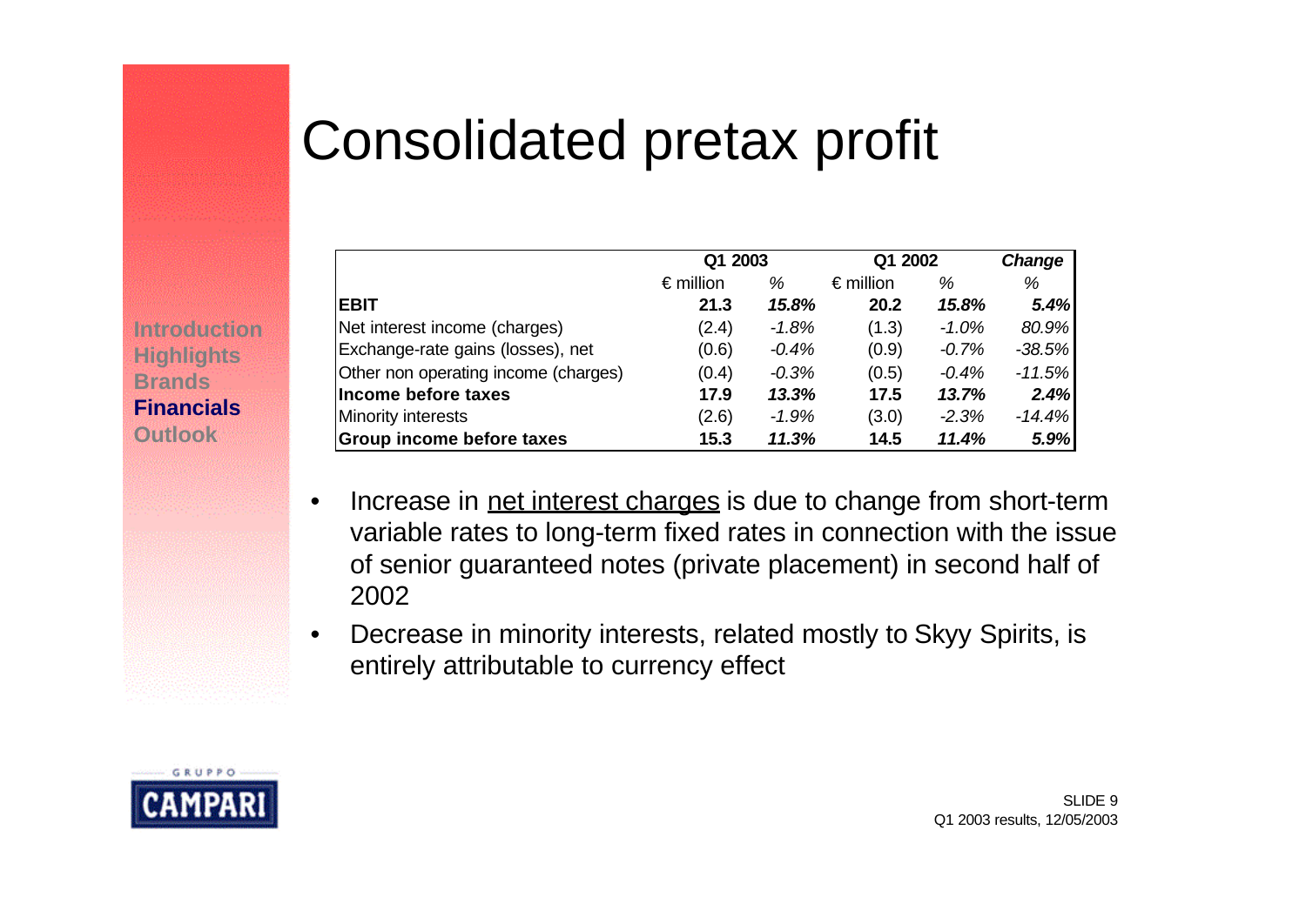# Consolidated pretax profit

| | Q1 2003 | | Q1 2002 | | *Change* |
|---|---|---|---|---|---|
| | € million | *%* | € million | *%* | *%* |
| **EBIT** | **21.3** | ***15.8%*** | **20.2** | ***15.8%*** | ***5.4%*** |
| Net interest income (charges) | (2.4) | *-1.8%* | (1.3) | *-1.0%* | *80.9%* |
| Exchange-rate gains (losses), net | (0.6) | *-0.4%* | (0.9) | *-0.7%* | *-38.5%* |
| Other non operating income (charges) | (0.4) | *-0.3%* | (0.5) | *-0.4%* | *-11.5%* |
| **Income before taxes** | **17.9** | ***13.3%*** | **17.5** | ***13.7%*** | ***2.4%*** |
| Minority interests | (2.6) | *-1.9%* | (3.0) | *-2.3%* | *-14.4%* |
| **Group income before taxes** | **15.3** | ***11.3%*** | **14.5** | ***11.4%*** | ***5.9%*** |

- Increase in net interest charges is due to change from short-term variable rates to long-term fixed rates in connection with the issue of senior guaranteed notes (private placement) in second half of 2002
- Decrease in minority interests, related mostly to Skyy Spirits, is entirely attributable to currency effect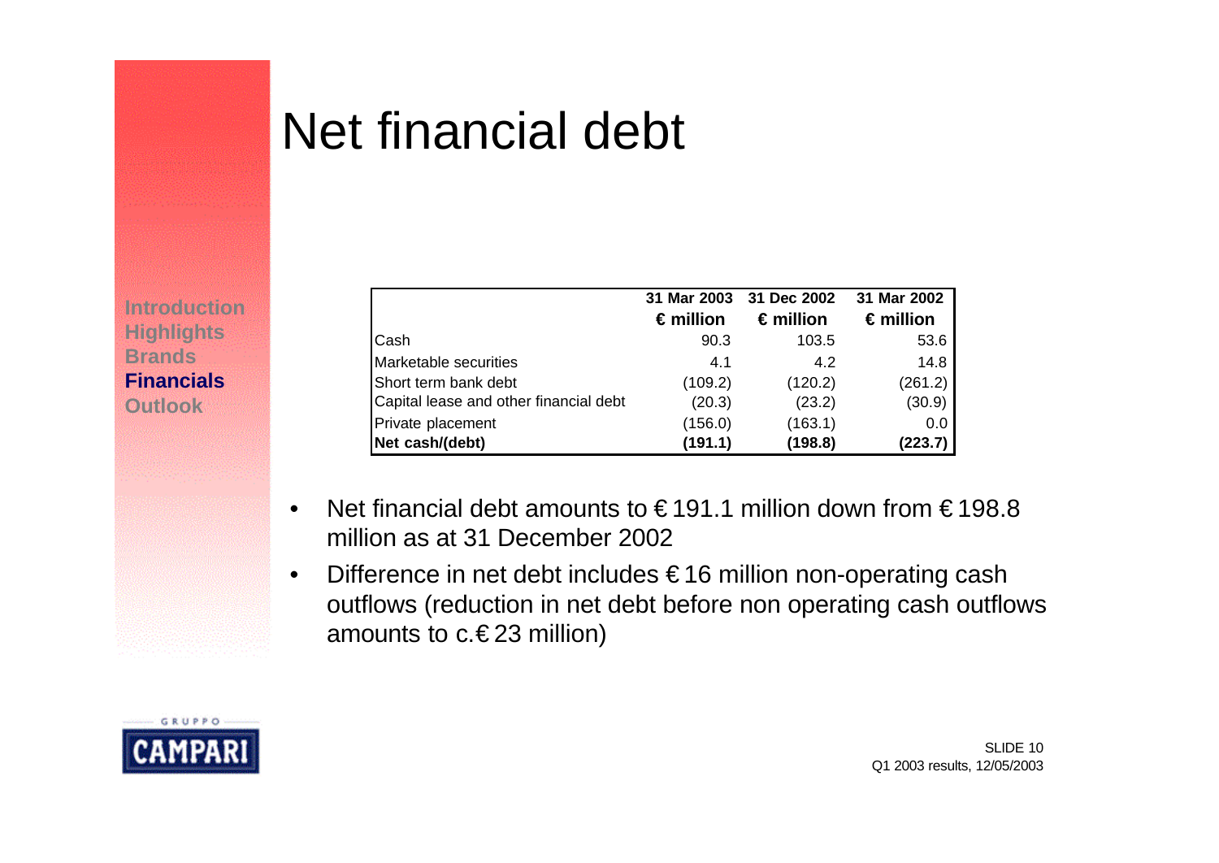# Net financial debt

Introduction
Highlights
Brands
**Financials**
Outlook

| | 31 Mar 2003 € million | 31 Dec 2002 € million | 31 Mar 2002 € million |
|---|---|---|---|
| Cash | 90.3 | 103.5 | 53.6 |
| Marketable securities | 4.1 | 4.2 | 14.8 |
| Short term bank debt | (109.2) | (120.2) | (261.2) |
| Capital lease and other financial debt | (20.3) | (23.2) | (30.9) |
| Private placement | (156.0) | (163.1) | 0.0 |
| **Net cash/(debt)** | **(191.1)** | **(198.8)** | **(223.7)** |

- Net financial debt amounts to € 191.1 million down from € 198.8 million as at 31 December 2002
- Difference in net debt includes € 16 million non-operating cash outflows (reduction in net debt before non operating cash outflows amounts to c.€ 23 million)

GRUPPO CAMPARI

Q1 2003 results, 12/05/2003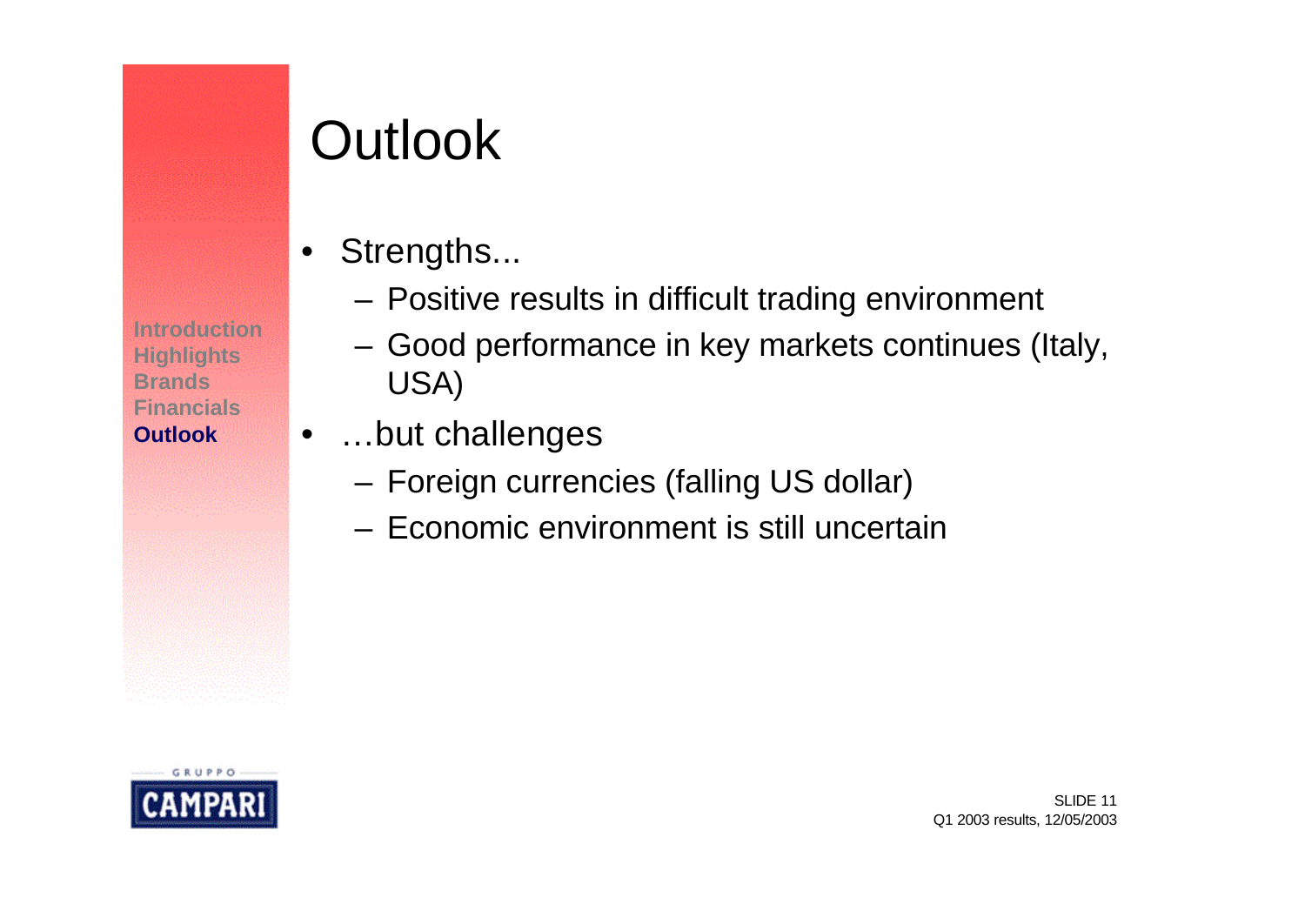# Outlook

- Strengths...
  - Positive results in difficult trading environment
  - Good performance in key markets continues (Italy, USA)
- …but challenges
  - Foreign currencies (falling US dollar)
  - Economic environment is still uncertain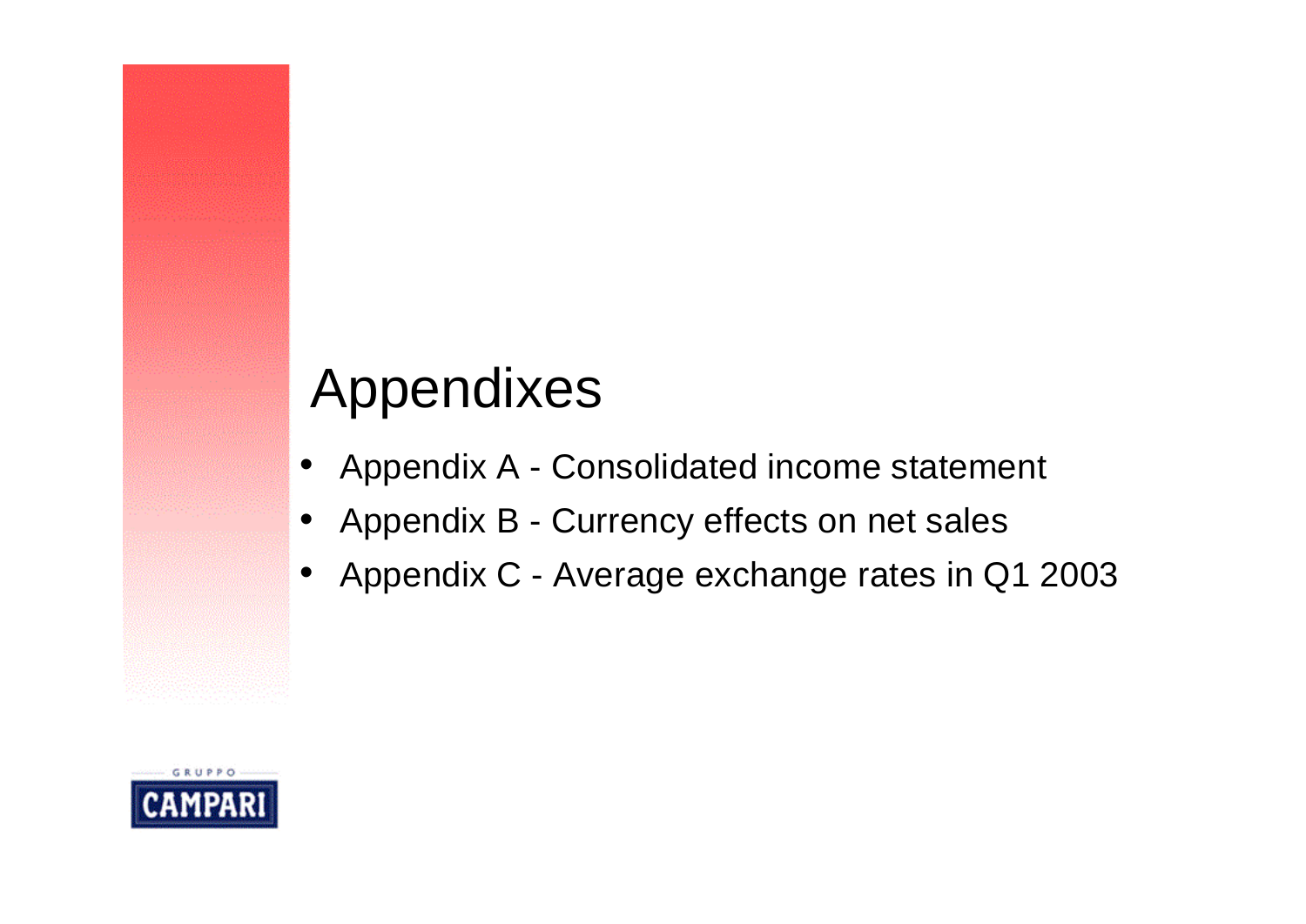# Appendixes

- Appendix A - Consolidated income statement
- Appendix B - Currency effects on net sales
- Appendix C - Average exchange rates in Q1 2003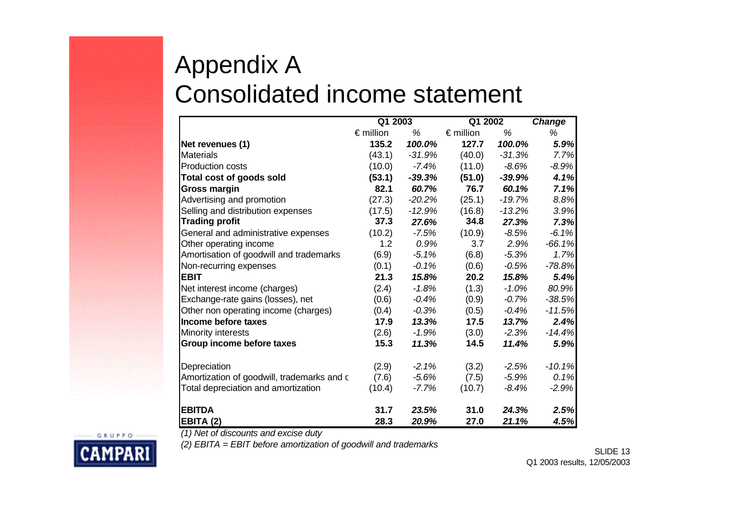# Appendix A
# Consolidated income statement

| | Q1 2003 | | Q1 2002 | | Change |
|---|---|---|---|---|---|
| | € million | % | € million | % | % |
| **Net revenues (1)** | **135.2** | ***100.0%*** | **127.7** | ***100.0%*** | ***5.9%*** |
| Materials | (43.1) | *-31.9%* | (40.0) | *-31.3%* | *7.7%* |
| Production costs | (10.0) | *-7.4%* | (11.0) | *-8.6%* | *-8.9%* |
| **Total cost of goods sold** | **(53.1)** | ***-39.3%*** | **(51.0)** | ***-39.9%*** | ***4.1%*** |
| **Gross margin** | **82.1** | ***60.7%*** | **76.7** | ***60.1%*** | ***7.1%*** |
| Advertising and promotion | (27.3) | *-20.2%* | (25.1) | *-19.7%* | *8.8%* |
| Selling and distribution expenses | (17.5) | *-12.9%* | (16.8) | *-13.2%* | *3.9%* |
| **Trading profit** | **37.3** | ***27.6%*** | **34.8** | ***27.3%*** | ***7.3%*** |
| General and administrative expenses | (10.2) | *-7.5%* | (10.9) | *-8.5%* | *-6.1%* |
| Other operating income | 1.2 | *0.9%* | 3.7 | *2.9%* | *-66.1%* |
| Amortisation of goodwill and trademarks | (6.9) | *-5.1%* | (6.8) | *-5.3%* | *1.7%* |
| Non-recurring expenses | (0.1) | *-0.1%* | (0.6) | *-0.5%* | *-78.8%* |
| **EBIT** | **21.3** | ***15.8%*** | **20.2** | ***15.8%*** | ***5.4%*** |
| Net interest income (charges) | (2.4) | *-1.8%* | (1.3) | *-1.0%* | *80.9%* |
| Exchange-rate gains (losses), net | (0.6) | *-0.4%* | (0.9) | *-0.7%* | *-38.5%* |
| Other non operating income (charges) | (0.4) | *-0.3%* | (0.5) | *-0.4%* | *-11.5%* |
| **Income before taxes** | **17.9** | ***13.3%*** | **17.5** | ***13.7%*** | ***2.4%*** |
| Minority interests | (2.6) | *-1.9%* | (3.0) | *-2.3%* | *-14.4%* |
| **Group income before taxes** | **15.3** | ***11.3%*** | **14.5** | ***11.4%*** | ***5.9%*** |
| | | | | | |
| Depreciation | (2.9) | *-2.1%* | (3.2) | *-2.5%* | *-10.1%* |
| Amortization of goodwill, trademarks and c | (7.6) | *-5.6%* | (7.5) | *-5.9%* | *0.1%* |
| Total depreciation and amortization | (10.4) | *-7.7%* | (10.7) | *-8.4%* | *-2.9%* |
| | | | | | |
| **EBITDA** | **31.7** | ***23.5%*** | **31.0** | ***24.3%*** | ***2.5%*** |
| **EBITA (2)** | **28.3** | ***20.9%*** | **27.0** | ***21.1%*** | ***4.5%*** |

*(1) Net of discounts and excise duty*

*(2) EBITA = EBIT before amortization of goodwill and trademarks*

Q1 2003 results, 12/05/2003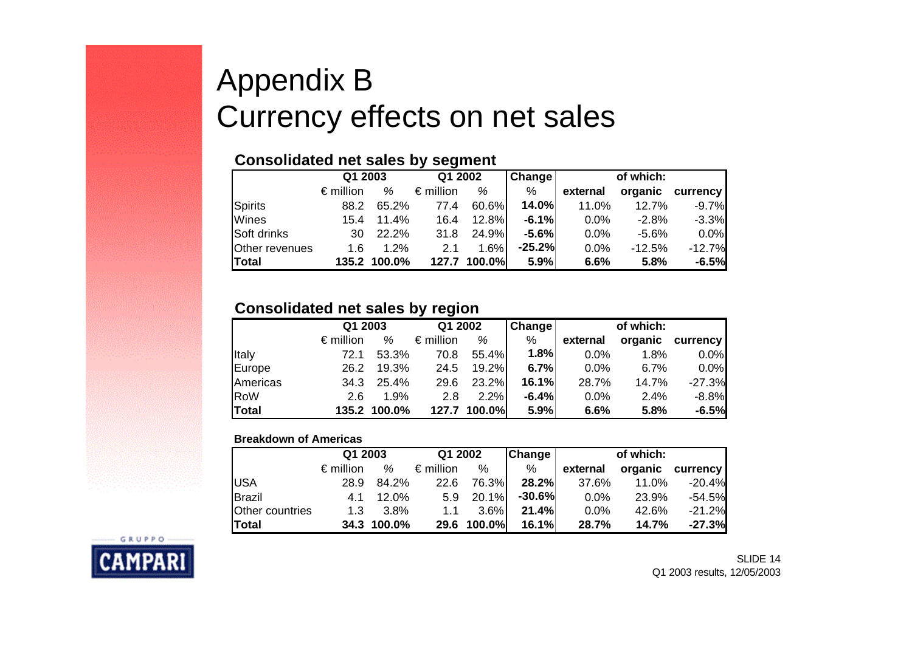# Appendix B
# Currency effects on net sales

### Consolidated net sales by segment

| | Q1 2003 | | Q1 2002 | | Change | of which: | | |
|---|---|---|---|---|---|---|---|---|
| | € million | % | € million | % | % | external | organic | currency |
| Spirits | 88.2 | 65.2% | 77.4 | 60.6% | **14.0%** | 11.0% | 12.7% | -9.7% |
| Wines | 15.4 | 11.4% | 16.4 | 12.8% | **-6.1%** | 0.0% | -2.8% | -3.3% |
| Soft drinks | 30 | 22.2% | 31.8 | 24.9% | **-5.6%** | 0.0% | -5.6% | 0.0% |
| Other revenues | 1.6 | 1.2% | 2.1 | 1.6% | **-25.2%** | 0.0% | -12.5% | -12.7% |
| **Total** | **135.2** | **100.0%** | **127.7** | **100.0%** | **5.9%** | **6.6%** | **5.8%** | **-6.5%** |

### Consolidated net sales by region

| | Q1 2003 | | Q1 2002 | | Change | of which: | | |
|---|---|---|---|---|---|---|---|---|
| | € million | % | € million | % | % | external | organic | currency |
| Italy | 72.1 | 53.3% | 70.8 | 55.4% | **1.8%** | 0.0% | 1.8% | 0.0% |
| Europe | 26.2 | 19.3% | 24.5 | 19.2% | **6.7%** | 0.0% | 6.7% | 0.0% |
| Americas | 34.3 | 25.4% | 29.6 | 23.2% | **16.1%** | 28.7% | 14.7% | -27.3% |
| RoW | 2.6 | 1.9% | 2.8 | 2.2% | **-6.4%** | 0.0% | 2.4% | -8.8% |
| **Total** | **135.2** | **100.0%** | **127.7** | **100.0%** | **5.9%** | **6.6%** | **5.8%** | **-6.5%** |

**Breakdown of Americas**

| | Q1 2003 | | Q1 2002 | | Change | of which: | | |
|---|---|---|---|---|---|---|---|---|
| | € million | % | € million | % | % | external | organic | currency |
| USA | 28.9 | 84.2% | 22.6 | 76.3% | **28.2%** | 37.6% | 11.0% | -20.4% |
| Brazil | 4.1 | 12.0% | 5.9 | 20.1% | **-30.6%** | 0.0% | 23.9% | -54.5% |
| Other countries | 1.3 | 3.8% | 1.1 | 3.6% | **21.4%** | 0.0% | 42.6% | -21.2% |
| **Total** | **34.3** | **100.0%** | **29.6** | **100.0%** | **16.1%** | **28.7%** | **14.7%** | **-27.3%** |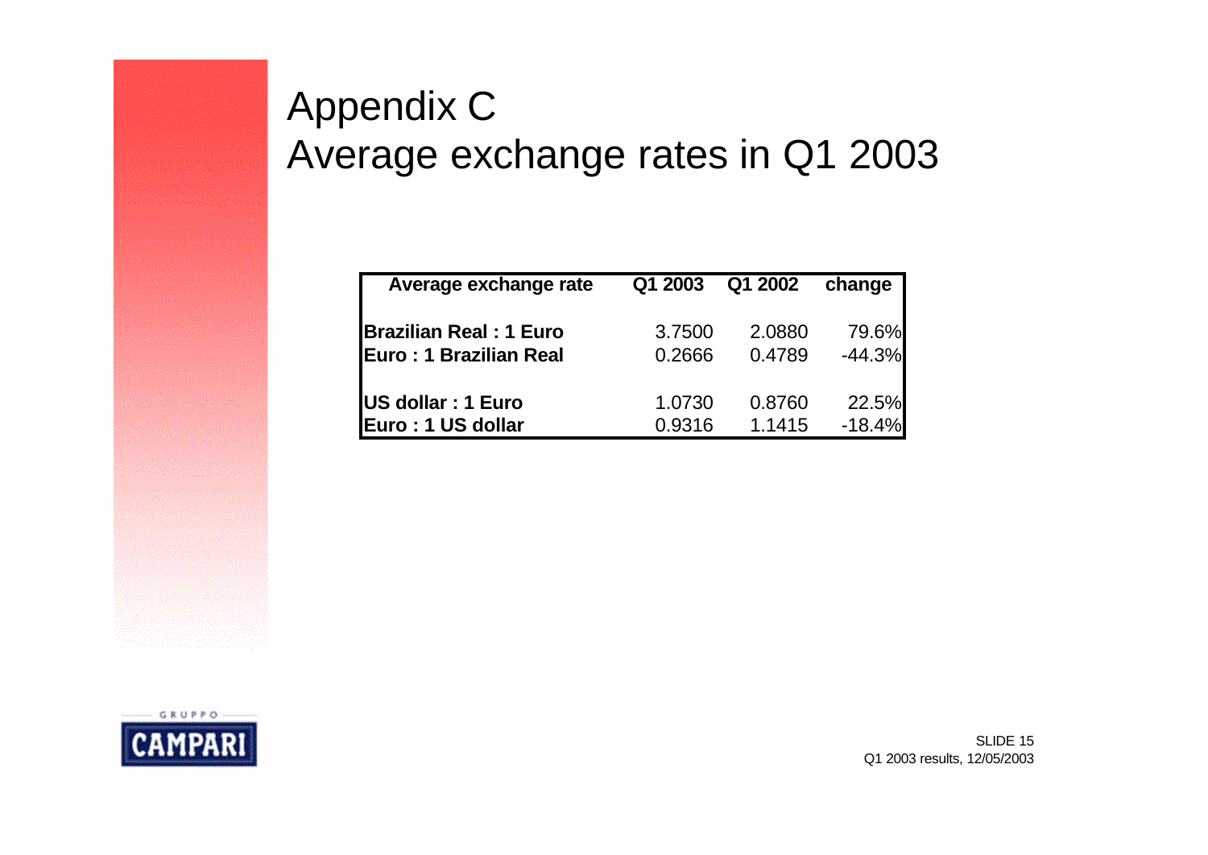# Appendix C
# Average exchange rates in Q1 2003

| Average exchange rate | Q1 2003 | Q1 2002 | change |
|---|---|---|---|
| **Brazilian Real : 1 Euro** | 3.7500 | 2.0880 | 79.6% |
| **Euro : 1 Brazilian Real** | 0.2666 | 0.4789 | -44.3% |
| **US dollar : 1 Euro** | 1.0730 | 0.8760 | 22.5% |
| **Euro : 1 US dollar** | 0.9316 | 1.1415 | -18.4% |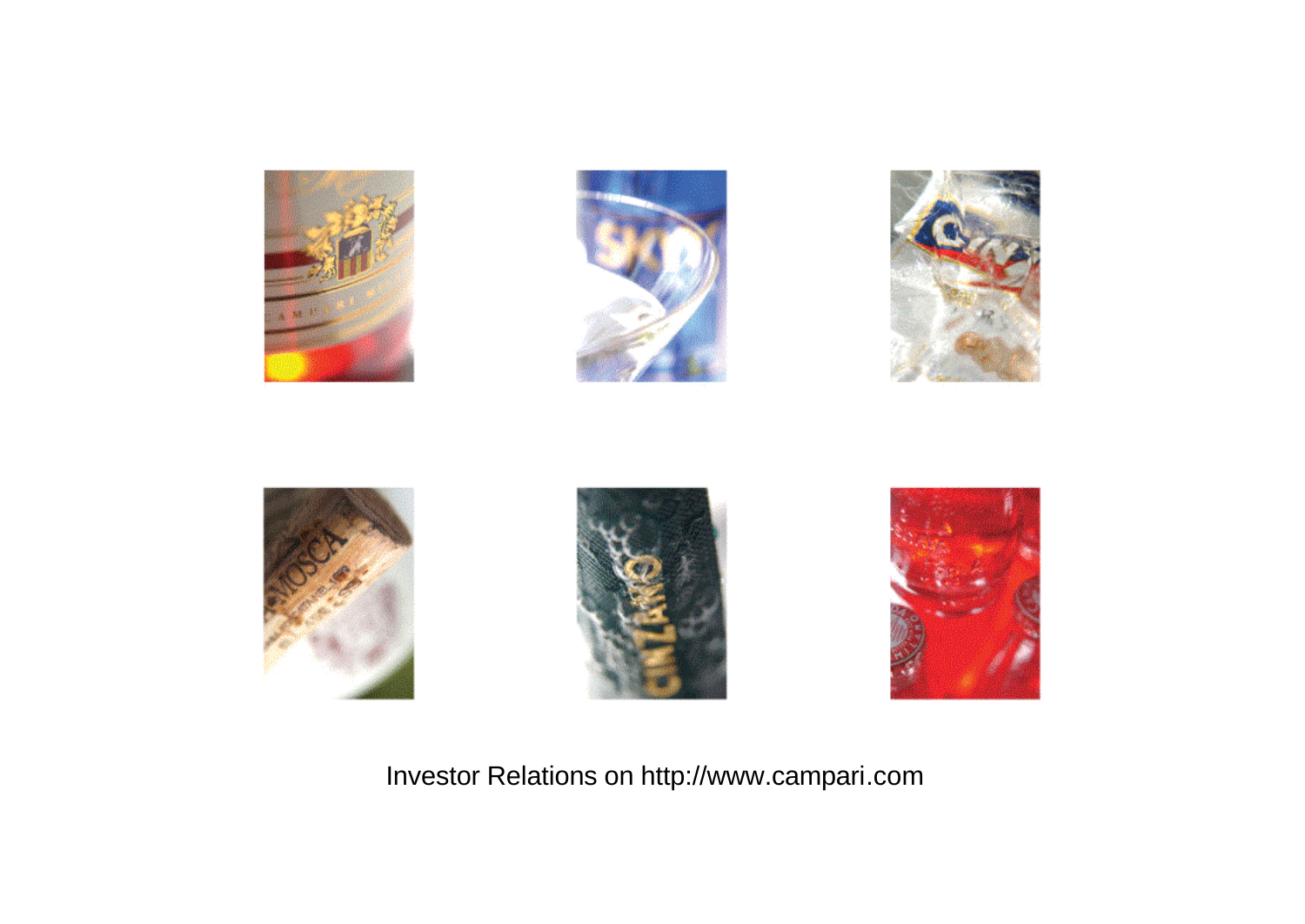Investor Relations on http://www.campari.com